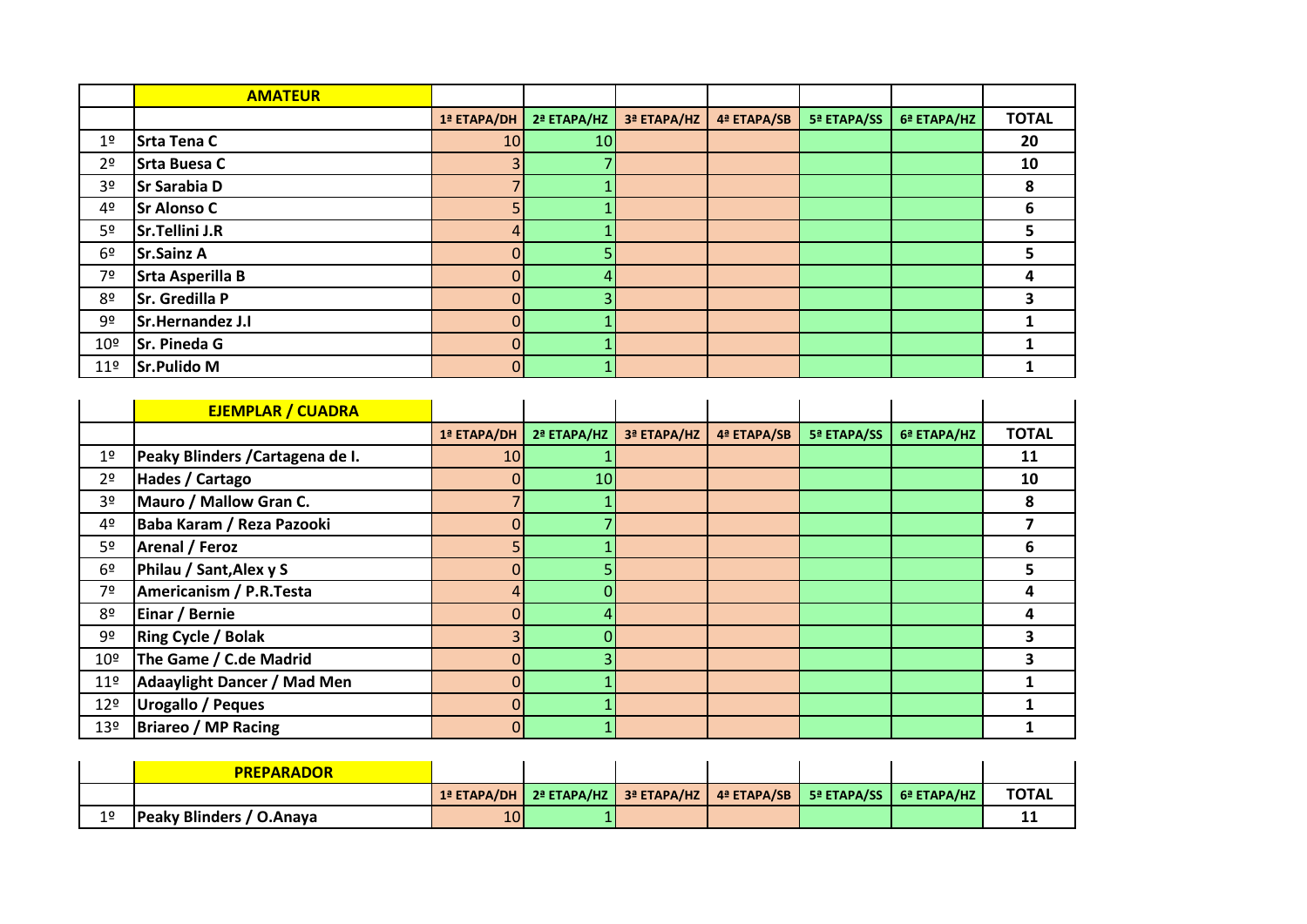| | AMATEUR | | | | | | | |
|---|---|---|---|---|---|---|---|---|
| | | 1ª ETAPA/DH | 2ª ETAPA/HZ | 3ª ETAPA/HZ | 4ª ETAPA/SB | 5ª ETAPA/SS | 6ª ETAPA/HZ | TOTAL |
| 1º | Srta Tena C | 10 | 10 | | | | | 20 |
| 2º | Srta Buesa C | 3 | 7 | | | | | 10 |
| 3º | Sr Sarabia D | 7 | 1 | | | | | 8 |
| 4º | Sr Alonso C | 5 | 1 | | | | | 6 |
| 5º | Sr.Tellini J.R | 4 | 1 | | | | | 5 |
| 6º | Sr.Sainz A | 0 | 5 | | | | | 5 |
| 7º | Srta Asperilla B | 0 | 4 | | | | | 4 |
| 8º | Sr. Gredilla P | 0 | 3 | | | | | 3 |
| 9º | Sr.Hernandez J.I | 0 | 1 | | | | | 1 |
| 10º | Sr. Pineda G | 0 | 1 | | | | | 1 |
| 11º | Sr.Pulido M | 0 | 1 | | | | | 1 |

| | EJEMPLAR / CUADRA | | | | | | | |
|---|---|---|---|---|---|---|---|---|
| | | 1ª ETAPA/DH | 2ª ETAPA/HZ | 3ª ETAPA/HZ | 4ª ETAPA/SB | 5ª ETAPA/SS | 6ª ETAPA/HZ | TOTAL |
| 1º | Peaky Blinders /Cartagena de I. | 10 | 1 | | | | | 11 |
| 2º | Hades / Cartago | 0 | 10 | | | | | 10 |
| 3º | Mauro / Mallow Gran C. | 7 | 1 | | | | | 8 |
| 4º | Baba Karam / Reza Pazooki | 0 | 7 | | | | | 7 |
| 5º | Arenal / Feroz | 5 | 1 | | | | | 6 |
| 6º | Philau / Sant,Alex y S | 0 | 5 | | | | | 5 |
| 7º | Americanism / P.R.Testa | 4 | 0 | | | | | 4 |
| 8º | Einar / Bernie | 0 | 4 | | | | | 4 |
| 9º | Ring Cycle / Bolak | 3 | 0 | | | | | 3 |
| 10º | The Game / C.de Madrid | 0 | 3 | | | | | 3 |
| 11º | Adaaylight Dancer / Mad Men | 0 | 1 | | | | | 1 |
| 12º | Urogallo / Peques | 0 | 1 | | | | | 1 |
| 13º | Briareo / MP Racing | 0 | 1 | | | | | 1 |

| | PREPARADOR | | | | | | | |
|---|---|---|---|---|---|---|---|---|
| | | 1ª ETAPA/DH | 2ª ETAPA/HZ | 3ª ETAPA/HZ | 4ª ETAPA/SB | 5ª ETAPA/SS | 6ª ETAPA/HZ | TOTAL |
| 1º | Peaky Blinders / O.Anaya | 10 | 1 | | | | | 11 |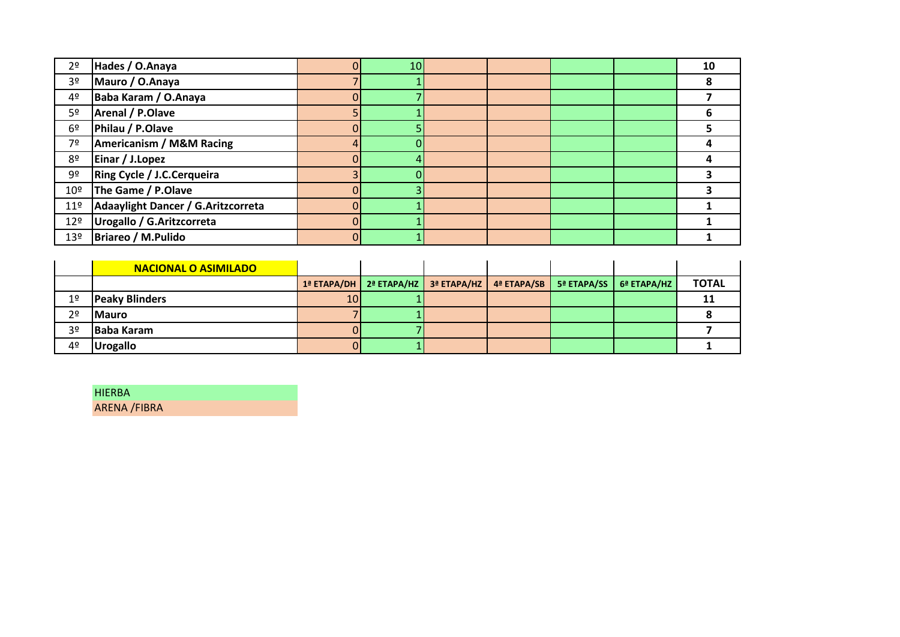| | | | | | | | | |
|---|---|---|---|---|---|---|---|---|
| 2º | Hades / O.Anaya | 0 | 10 | | | | | 10 |
| 3º | Mauro / O.Anaya | 7 | 1 | | | | | 8 |
| 4º | Baba Karam / O.Anaya | 0 | 7 | | | | | 7 |
| 5º | Arenal / P.Olave | 5 | 1 | | | | | 6 |
| 6º | Philau / P.Olave | 0 | 5 | | | | | 5 |
| 7º | Americanism / M&M Racing | 4 | 0 | | | | | 4 |
| 8º | Einar / J.Lopez | 0 | 4 | | | | | 4 |
| 9º | Ring Cycle / J.C.Cerqueira | 3 | 0 | | | | | 3 |
| 10º | The Game / P.Olave | 0 | 3 | | | | | 3 |
| 11º | Adaaylight Dancer / G.Aritzcorreta | 0 | 1 | | | | | 1 |
| 12º | Urogallo / G.Aritzcorreta | 0 | 1 | | | | | 1 |
| 13º | Briareo / M.Pulido | 0 | 1 | | | | | 1 |

| | **NACIONAL O ASIMILADO** | | | | | | | |
|---|---|---|---|---|---|---|---|---|
| | | **1ª ETAPA/DH** | **2ª ETAPA/HZ** | **3ª ETAPA/HZ** | **4ª ETAPA/SB** | **5ª ETAPA/SS** | **6ª ETAPA/HZ** | **TOTAL** |
| 1º | Peaky Blinders | 10 | 1 | | | | | 11 |
| 2º | Mauro | 7 | 1 | | | | | 8 |
| 3º | Baba Karam | 0 | 7 | | | | | 7 |
| 4º | Urogallo | 0 | 1 | | | | | 1 |

HIERBA
ARENA /FIBRA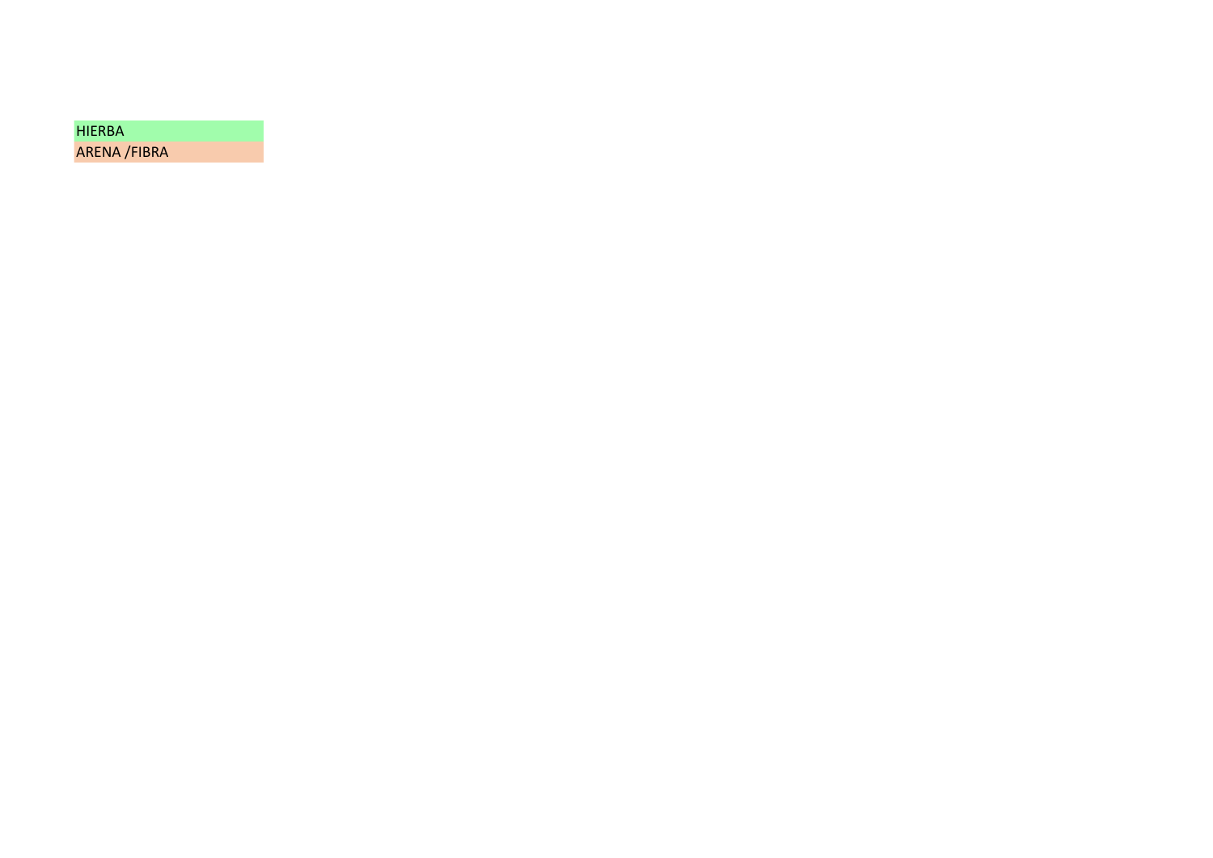HIERBA

ARENA /FIBRA